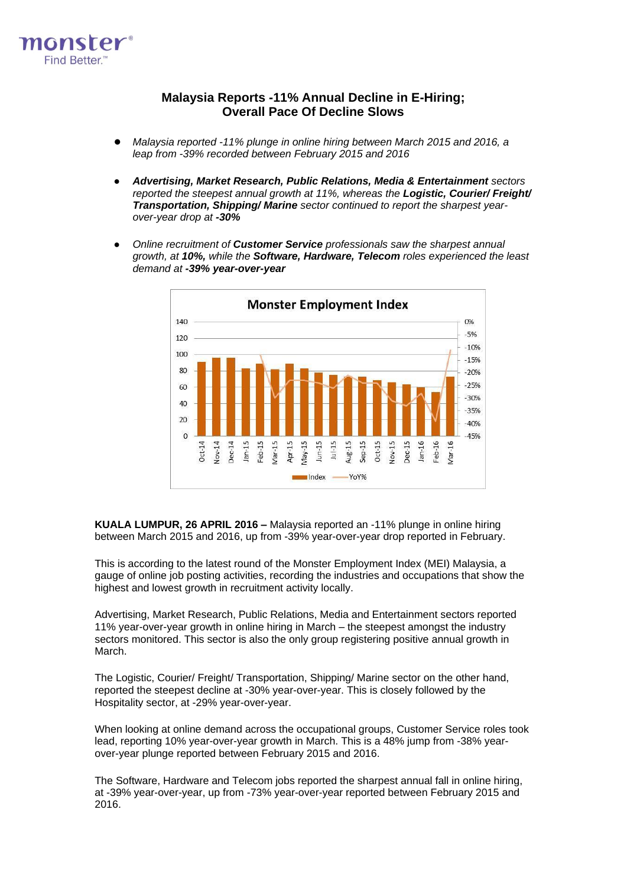monster

Find Better.™

# Malaysia Reports -11% Annual Decline in E-Hiring; Overall Pace Of Decline Slows

- *Malaysia reported -11% plunge in online hiring between March 2015 and 2016, a leap from -39% recorded between February 2015 and 2016*
- ***Advertising, Market Research, Public Relations, Media & Entertainment** sectors reported the steepest annual growth at 11%, whereas the **Logistic, Courier/ Freight/ Transportation, Shipping/ Marine** sector continued to report the sharpest year-over-year drop at **-30%***
- *Online recruitment of **Customer Service** professionals saw the sharpest annual growth, at **10%,** while the **Software, Hardware, Telecom** roles experienced the least demand at **-39% year-over-year***

**Monster Employment Index**

**KUALA LUMPUR, 26 APRIL 2016 –** Malaysia reported an -11% plunge in online hiring between March 2015 and 2016, up from -39% year-over-year drop reported in February.

This is according to the latest round of the Monster Employment Index (MEI) Malaysia, a gauge of online job posting activities, recording the industries and occupations that show the highest and lowest growth in recruitment activity locally.

Advertising, Market Research, Public Relations, Media and Entertainment sectors reported 11% year-over-year growth in online hiring in March – the steepest amongst the industry sectors monitored. This sector is also the only group registering positive annual growth in March.

The Logistic, Courier/ Freight/ Transportation, Shipping/ Marine sector on the other hand, reported the steepest decline at -30% year-over-year. This is closely followed by the Hospitality sector, at -29% year-over-year.

When looking at online demand across the occupational groups, Customer Service roles took lead, reporting 10% year-over-year growth in March. This is a 48% jump from -38% year-over-year plunge reported between February 2015 and 2016.

The Software, Hardware and Telecom jobs reported the sharpest annual fall in online hiring, at -39% year-over-year, up from -73% year-over-year reported between February 2015 and 2016.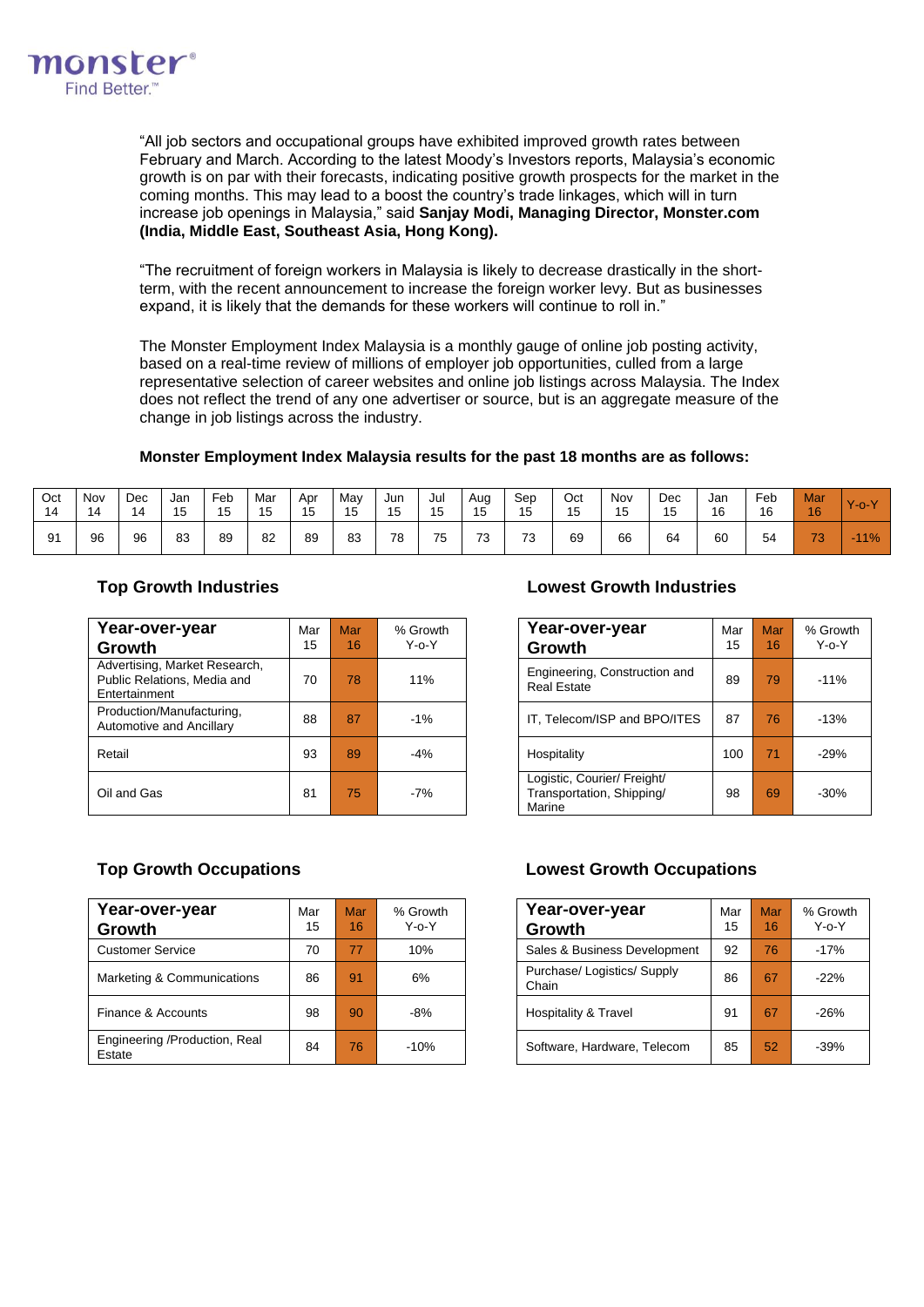"All job sectors and occupational groups have exhibited improved growth rates between February and March. According to the latest Moody's Investors reports, Malaysia's economic growth is on par with their forecasts, indicating positive growth prospects for the market in the coming months. This may lead to a boost the country's trade linkages, which will in turn increase job openings in Malaysia," said **Sanjay Modi, Managing Director, Monster.com (India, Middle East, Southeast Asia, Hong Kong).**

"The recruitment of foreign workers in Malaysia is likely to decrease drastically in the short-term, with the recent announcement to increase the foreign worker levy. But as businesses expand, it is likely that the demands for these workers will continue to roll in."

The Monster Employment Index Malaysia is a monthly gauge of online job posting activity, based on a real-time review of millions of employer job opportunities, culled from a large representative selection of career websites and online job listings across Malaysia. The Index does not reflect the trend of any one advertiser or source, but is an aggregate measure of the change in job listings across the industry.

**Monster Employment Index Malaysia results for the past 18 months are as follows:**

| Oct 14 | Nov 14 | Dec 14 | Jan 15 | Feb 15 | Mar 15 | Apr 15 | May 15 | Jun 15 | Jul 15 | Aug 15 | Sep 15 | Oct 15 | Nov 15 | Dec 15 | Jan 16 | Feb 16 | Mar 16 | Y-o-Y |
|---|---|---|---|---|---|---|---|---|---|---|---|---|---|---|---|---|---|---|
| 91 | 96 | 96 | 83 | 89 | 82 | 89 | 83 | 78 | 75 | 73 | 73 | 69 | 66 | 64 | 60 | 54 | 73 | -11% |

## Top Growth Industries

| Year-over-year Growth | Mar 15 | Mar 16 | % Growth Y-o-Y |
|---|---|---|---|
| Advertising, Market Research, Public Relations, Media and Entertainment | 70 | 78 | 11% |
| Production/Manufacturing, Automotive and Ancillary | 88 | 87 | -1% |
| Retail | 93 | 89 | -4% |
| Oil and Gas | 81 | 75 | -7% |

## Lowest Growth Industries

| Year-over-year Growth | Mar 15 | Mar 16 | % Growth Y-o-Y |
|---|---|---|---|
| Engineering, Construction and Real Estate | 89 | 79 | -11% |
| IT, Telecom/ISP and BPO/ITES | 87 | 76 | -13% |
| Hospitality | 100 | 71 | -29% |
| Logistic, Courier/ Freight/ Transportation, Shipping/ Marine | 98 | 69 | -30% |

## Top Growth Occupations

| Year-over-year Growth | Mar 15 | Mar 16 | % Growth Y-o-Y |
|---|---|---|---|
| Customer Service | 70 | 77 | 10% |
| Marketing & Communications | 86 | 91 | 6% |
| Finance & Accounts | 98 | 90 | -8% |
| Engineering /Production, Real Estate | 84 | 76 | -10% |

## Lowest Growth Occupations

| Year-over-year Growth | Mar 15 | Mar 16 | % Growth Y-o-Y |
|---|---|---|---|
| Sales & Business Development | 92 | 76 | -17% |
| Purchase/ Logistics/ Supply Chain | 86 | 67 | -22% |
| Hospitality & Travel | 91 | 67 | -26% |
| Software, Hardware, Telecom | 85 | 52 | -39% |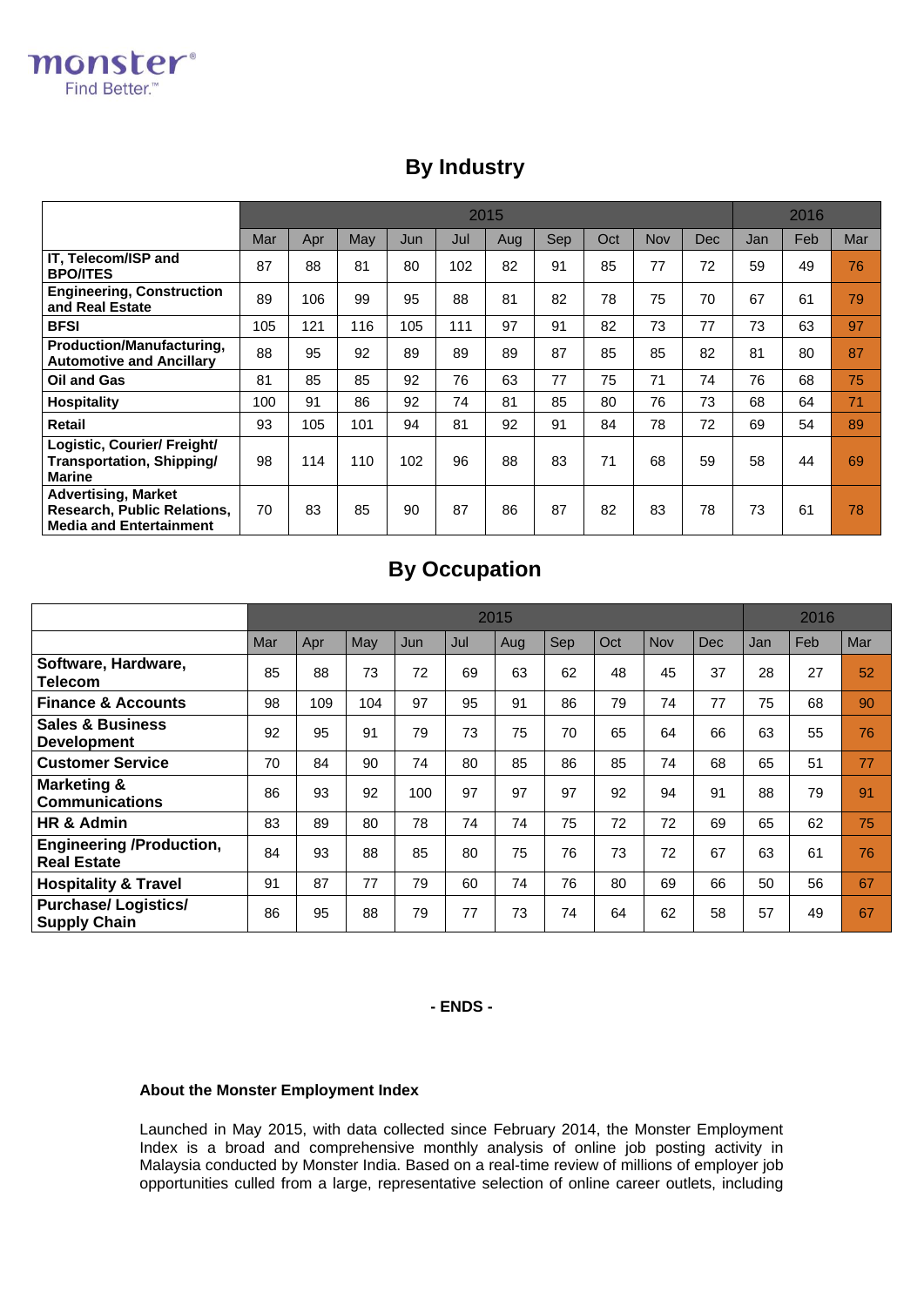## By Industry

| | 2015 | | | | | | | | | | 2016 | | |
|---|---|---|---|---|---|---|---|---|---|---|---|---|---|
| | Mar | Apr | May | Jun | Jul | Aug | Sep | Oct | Nov | Dec | Jan | Feb | Mar |
| **IT, Telecom/ISP and BPO/ITES** | 87 | 88 | 81 | 80 | 102 | 82 | 91 | 85 | 77 | 72 | 59 | 49 | 76 |
| **Engineering, Construction and Real Estate** | 89 | 106 | 99 | 95 | 88 | 81 | 82 | 78 | 75 | 70 | 67 | 61 | 79 |
| **BFSI** | 105 | 121 | 116 | 105 | 111 | 97 | 91 | 82 | 73 | 77 | 73 | 63 | 97 |
| **Production/Manufacturing, Automotive and Ancillary** | 88 | 95 | 92 | 89 | 89 | 89 | 87 | 85 | 85 | 82 | 81 | 80 | 87 |
| **Oil and Gas** | 81 | 85 | 85 | 92 | 76 | 63 | 77 | 75 | 71 | 74 | 76 | 68 | 75 |
| **Hospitality** | 100 | 91 | 86 | 92 | 74 | 81 | 85 | 80 | 76 | 73 | 68 | 64 | 71 |
| **Retail** | 93 | 105 | 101 | 94 | 81 | 92 | 91 | 84 | 78 | 72 | 69 | 54 | 89 |
| **Logistic, Courier/ Freight/ Transportation, Shipping/ Marine** | 98 | 114 | 110 | 102 | 96 | 88 | 83 | 71 | 68 | 59 | 58 | 44 | 69 |
| **Advertising, Market Research, Public Relations, Media and Entertainment** | 70 | 83 | 85 | 90 | 87 | 86 | 87 | 82 | 83 | 78 | 73 | 61 | 78 |

## By Occupation

| | 2015 | | | | | | | | | | 2016 | | |
|---|---|---|---|---|---|---|---|---|---|---|---|---|---|
| | Mar | Apr | May | Jun | Jul | Aug | Sep | Oct | Nov | Dec | Jan | Feb | Mar |
| **Software, Hardware, Telecom** | 85 | 88 | 73 | 72 | 69 | 63 | 62 | 48 | 45 | 37 | 28 | 27 | 52 |
| **Finance & Accounts** | 98 | 109 | 104 | 97 | 95 | 91 | 86 | 79 | 74 | 77 | 75 | 68 | 90 |
| **Sales & Business Development** | 92 | 95 | 91 | 79 | 73 | 75 | 70 | 65 | 64 | 66 | 63 | 55 | 76 |
| **Customer Service** | 70 | 84 | 90 | 74 | 80 | 85 | 86 | 85 | 74 | 68 | 65 | 51 | 77 |
| **Marketing & Communications** | 86 | 93 | 92 | 100 | 97 | 97 | 97 | 92 | 94 | 91 | 88 | 79 | 91 |
| **HR & Admin** | 83 | 89 | 80 | 78 | 74 | 74 | 75 | 72 | 72 | 69 | 65 | 62 | 75 |
| **Engineering /Production, Real Estate** | 84 | 93 | 88 | 85 | 80 | 75 | 76 | 73 | 72 | 67 | 63 | 61 | 76 |
| **Hospitality & Travel** | 91 | 87 | 77 | 79 | 60 | 74 | 76 | 80 | 69 | 66 | 50 | 56 | 67 |
| **Purchase/ Logistics/ Supply Chain** | 86 | 95 | 88 | 79 | 77 | 73 | 74 | 64 | 62 | 58 | 57 | 49 | 67 |

**- ENDS -**

**About the Monster Employment Index**

Launched in May 2015, with data collected since February 2014, the Monster Employment Index is a broad and comprehensive monthly analysis of online job posting activity in Malaysia conducted by Monster India. Based on a real-time review of millions of employer job opportunities culled from a large, representative selection of online career outlets, including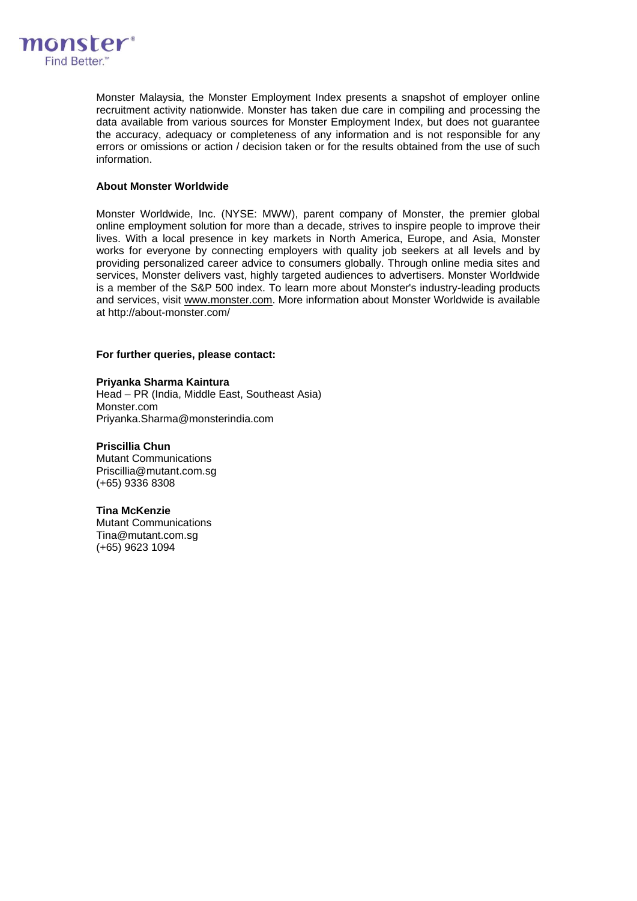Monster Malaysia, the Monster Employment Index presents a snapshot of employer online recruitment activity nationwide. Monster has taken due care in compiling and processing the data available from various sources for Monster Employment Index, but does not guarantee the accuracy, adequacy or completeness of any information and is not responsible for any errors or omissions or action / decision taken or for the results obtained from the use of such information.

**About Monster Worldwide**

Monster Worldwide, Inc. (NYSE: MWW), parent company of Monster, the premier global online employment solution for more than a decade, strives to inspire people to improve their lives. With a local presence in key markets in North America, Europe, and Asia, Monster works for everyone by connecting employers with quality job seekers at all levels and by providing personalized career advice to consumers globally. Through online media sites and services, Monster delivers vast, highly targeted audiences to advertisers. Monster Worldwide is a member of the S&P 500 index. To learn more about Monster's industry-leading products and services, visit www.monster.com. More information about Monster Worldwide is available at http://about-monster.com/

**For further queries, please contact:**

**Priyanka Sharma Kaintura**
Head – PR (India, Middle East, Southeast Asia)
Monster.com
Priyanka.Sharma@monsterindia.com

**Priscillia Chun**
Mutant Communications
Priscillia@mutant.com.sg
(+65) 9336 8308

**Tina McKenzie**
Mutant Communications
Tina@mutant.com.sg
(+65) 9623 1094